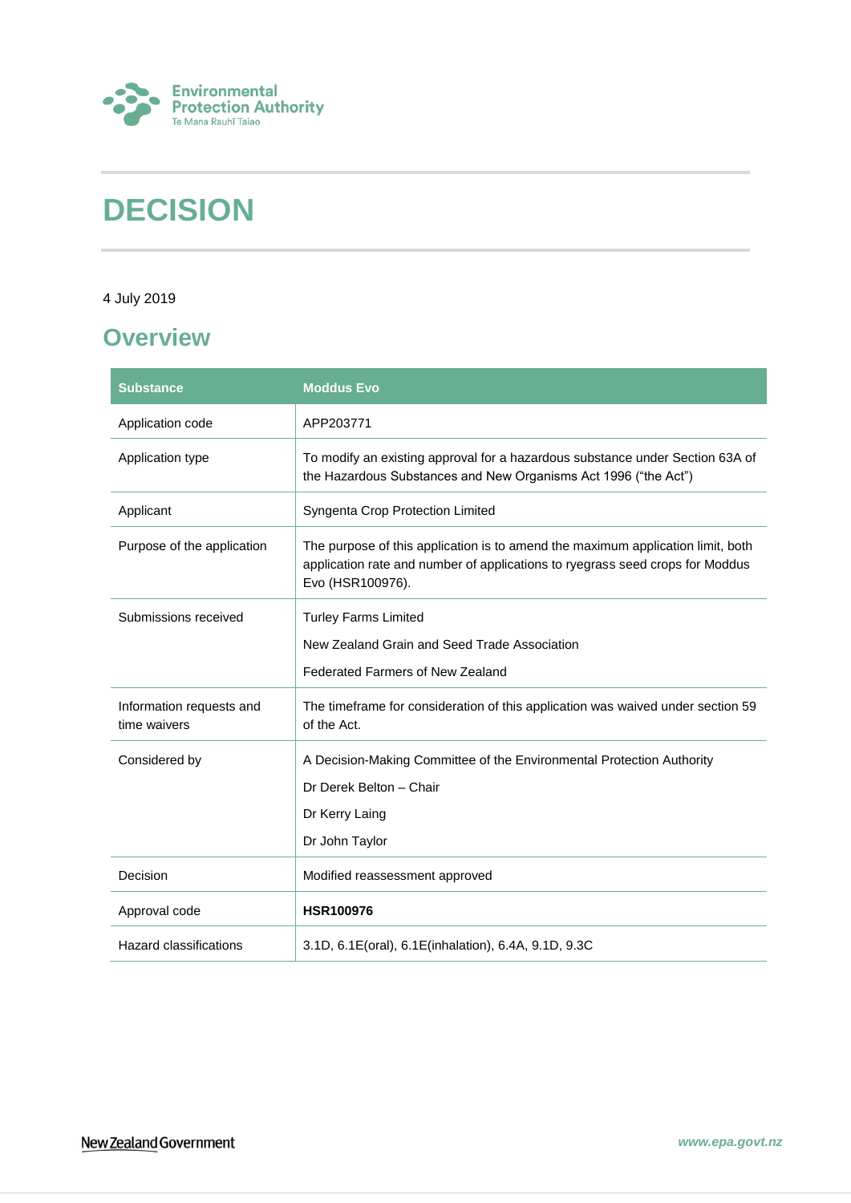Environmental Protection Authority
Te Mana Rauhī Taiao

# DECISION

4 July 2019

## Overview

| Substance | Moddus Evo |
|---|---|
| Application code | APP203771 |
| Application type | To modify an existing approval for a hazardous substance under Section 63A of the Hazardous Substances and New Organisms Act 1996 ("the Act") |
| Applicant | Syngenta Crop Protection Limited |
| Purpose of the application | The purpose of this application is to amend the maximum application limit, both application rate and number of applications to ryegrass seed crops for Moddus Evo (HSR100976). |
| Submissions received | Turley Farms Limited<br>New Zealand Grain and Seed Trade Association<br>Federated Farmers of New Zealand |
| Information requests and time waivers | The timeframe for consideration of this application was waived under section 59 of the Act. |
| Considered by | A Decision-Making Committee of the Environmental Protection Authority<br>Dr Derek Belton – Chair<br>Dr Kerry Laing<br>Dr John Taylor |
| Decision | Modified reassessment approved |
| Approval code | **HSR100976** |
| Hazard classifications | 3.1D, 6.1E(oral), 6.1E(inhalation), 6.4A, 9.1D, 9.3C |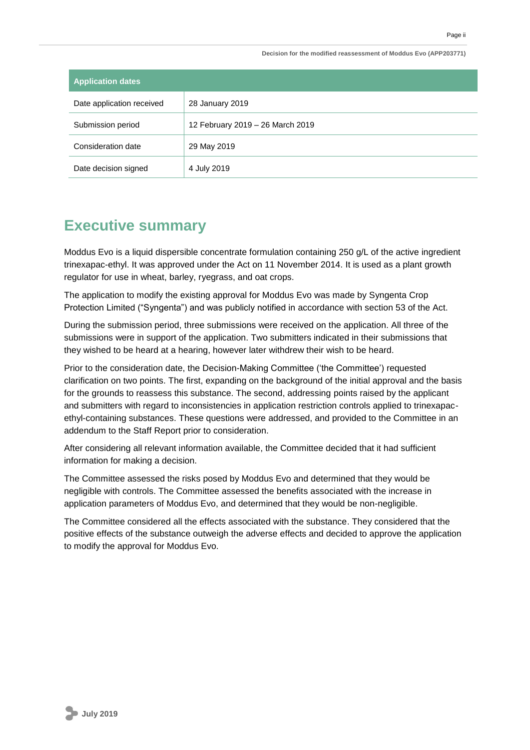| Application dates | |
|---|---|
| Date application received | 28 January 2019 |
| Submission period | 12 February 2019 – 26 March 2019 |
| Consideration date | 29 May 2019 |
| Date decision signed | 4 July 2019 |

## Executive summary

Moddus Evo is a liquid dispersible concentrate formulation containing 250 g/L of the active ingredient trinexapac-ethyl. It was approved under the Act on 11 November 2014. It is used as a plant growth regulator for use in wheat, barley, ryegrass, and oat crops.

The application to modify the existing approval for Moddus Evo was made by Syngenta Crop Protection Limited ("Syngenta") and was publicly notified in accordance with section 53 of the Act.

During the submission period, three submissions were received on the application. All three of the submissions were in support of the application. Two submitters indicated in their submissions that they wished to be heard at a hearing, however later withdrew their wish to be heard.

Prior to the consideration date, the Decision-Making Committee ('the Committee') requested clarification on two points. The first, expanding on the background of the initial approval and the basis for the grounds to reassess this substance. The second, addressing points raised by the applicant and submitters with regard to inconsistencies in application restriction controls applied to trinexapac-ethyl-containing substances. These questions were addressed, and provided to the Committee in an addendum to the Staff Report prior to consideration.

After considering all relevant information available, the Committee decided that it had sufficient information for making a decision.

The Committee assessed the risks posed by Moddus Evo and determined that they would be negligible with controls. The Committee assessed the benefits associated with the increase in application parameters of Moddus Evo, and determined that they would be non-negligible.

The Committee considered all the effects associated with the substance. They considered that the positive effects of the substance outweigh the adverse effects and decided to approve the application to modify the approval for Moddus Evo.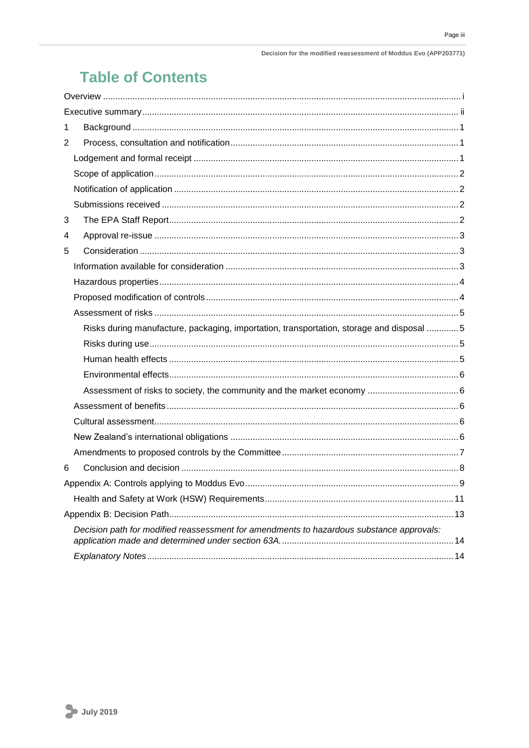# Table of Contents

- Overview ..... i
- Executive summary ..... ii
- 1 Background ..... 1
- 2 Process, consultation and notification ..... 1
  - Lodgement and formal receipt ..... 1
  - Scope of application ..... 2
  - Notification of application ..... 2
  - Submissions received ..... 2
- 3 The EPA Staff Report ..... 2
- 4 Approval re-issue ..... 3
- 5 Consideration ..... 3
  - Information available for consideration ..... 3
  - Hazardous properties ..... 4
  - Proposed modification of controls ..... 4
  - Assessment of risks ..... 5
    - Risks during manufacture, packaging, importation, transportation, storage and disposal ..... 5
    - Risks during use ..... 5
    - Human health effects ..... 5
    - Environmental effects ..... 6
    - Assessment of risks to society, the community and the market economy ..... 6
  - Assessment of benefits ..... 6
  - Cultural assessment ..... 6
  - New Zealand's international obligations ..... 6
  - Amendments to proposed controls by the Committee ..... 7
- 6 Conclusion and decision ..... 8
- Appendix A: Controls applying to Moddus Evo ..... 9
  - Health and Safety at Work (HSW) Requirements ..... 11
- Appendix B: Decision Path ..... 13
  - *Decision path for modified reassessment for amendments to hazardous substance approvals: application made and determined under section 63A.* ..... 14
  - *Explanatory Notes* ..... 14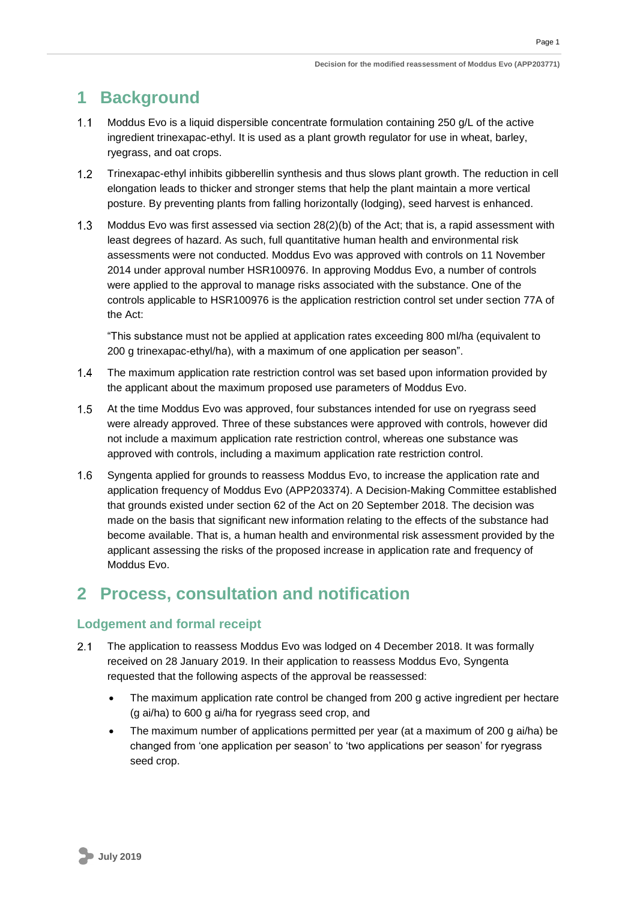# 1 Background

1.1 Moddus Evo is a liquid dispersible concentrate formulation containing 250 g/L of the active ingredient trinexapac-ethyl. It is used as a plant growth regulator for use in wheat, barley, ryegrass, and oat crops.

1.2 Trinexapac-ethyl inhibits gibberellin synthesis and thus slows plant growth. The reduction in cell elongation leads to thicker and stronger stems that help the plant maintain a more vertical posture. By preventing plants from falling horizontally (lodging), seed harvest is enhanced.

1.3 Moddus Evo was first assessed via section 28(2)(b) of the Act; that is, a rapid assessment with least degrees of hazard. As such, full quantitative human health and environmental risk assessments were not conducted. Moddus Evo was approved with controls on 11 November 2014 under approval number HSR100976. In approving Moddus Evo, a number of controls were applied to the approval to manage risks associated with the substance. One of the controls applicable to HSR100976 is the application restriction control set under section 77A of the Act:

"This substance must not be applied at application rates exceeding 800 ml/ha (equivalent to 200 g trinexapac-ethyl/ha), with a maximum of one application per season".

1.4 The maximum application rate restriction control was set based upon information provided by the applicant about the maximum proposed use parameters of Moddus Evo.

1.5 At the time Moddus Evo was approved, four substances intended for use on ryegrass seed were already approved. Three of these substances were approved with controls, however did not include a maximum application rate restriction control, whereas one substance was approved with controls, including a maximum application rate restriction control.

1.6 Syngenta applied for grounds to reassess Moddus Evo, to increase the application rate and application frequency of Moddus Evo (APP203374). A Decision-Making Committee established that grounds existed under section 62 of the Act on 20 September 2018. The decision was made on the basis that significant new information relating to the effects of the substance had become available. That is, a human health and environmental risk assessment provided by the applicant assessing the risks of the proposed increase in application rate and frequency of Moddus Evo.

# 2 Process, consultation and notification

## Lodgement and formal receipt

2.1 The application to reassess Moddus Evo was lodged on 4 December 2018. It was formally received on 28 January 2019. In their application to reassess Moddus Evo, Syngenta requested that the following aspects of the approval be reassessed:

- The maximum application rate control be changed from 200 g active ingredient per hectare (g ai/ha) to 600 g ai/ha for ryegrass seed crop, and
- The maximum number of applications permitted per year (at a maximum of 200 g ai/ha) be changed from 'one application per season' to 'two applications per season' for ryegrass seed crop.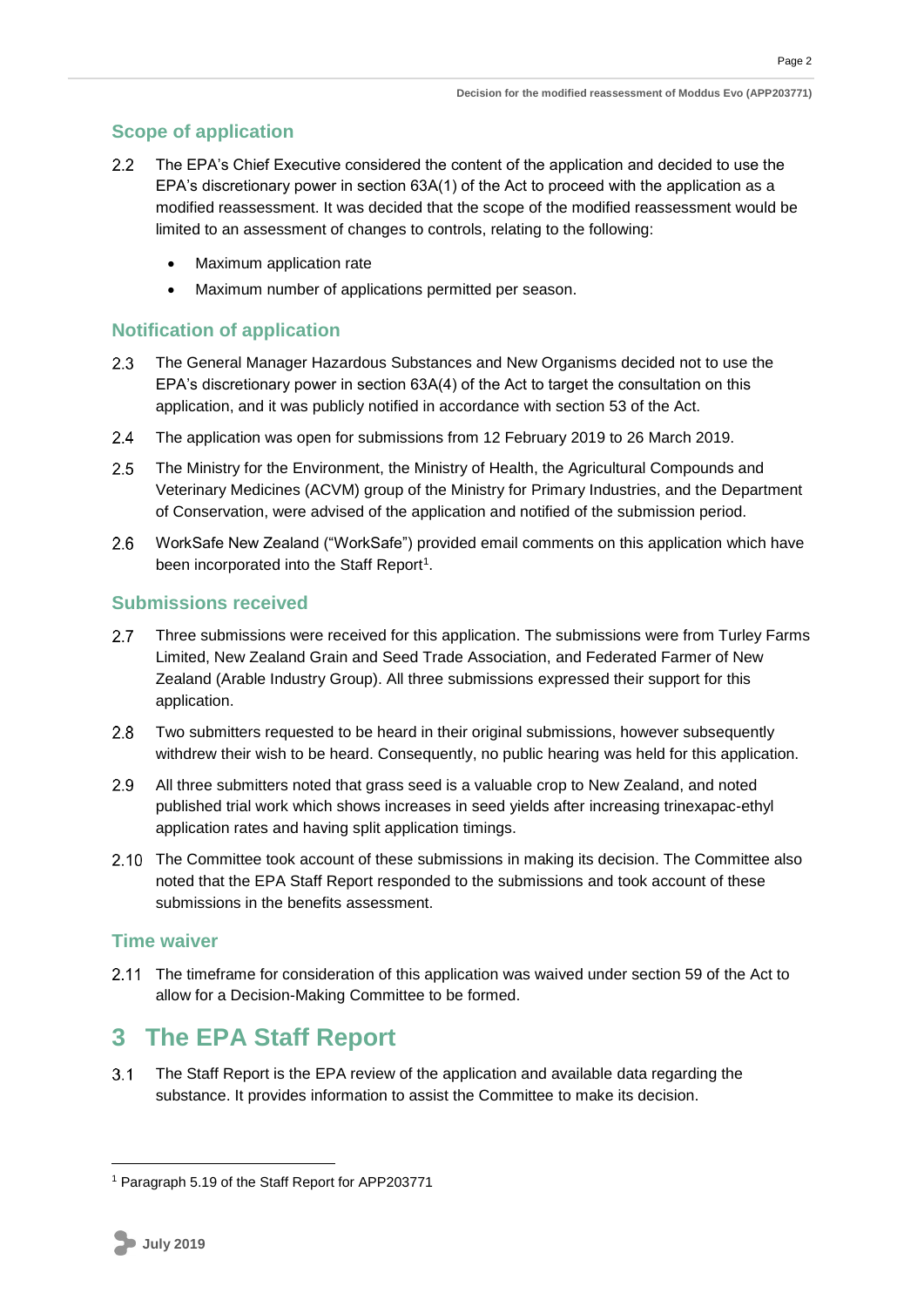## Scope of application

2.2 The EPA's Chief Executive considered the content of the application and decided to use the EPA's discretionary power in section 63A(1) of the Act to proceed with the application as a modified reassessment. It was decided that the scope of the modified reassessment would be limited to an assessment of changes to controls, relating to the following:

- Maximum application rate
- Maximum number of applications permitted per season.

## Notification of application

2.3 The General Manager Hazardous Substances and New Organisms decided not to use the EPA's discretionary power in section 63A(4) of the Act to target the consultation on this application, and it was publicly notified in accordance with section 53 of the Act.

2.4 The application was open for submissions from 12 February 2019 to 26 March 2019.

2.5 The Ministry for the Environment, the Ministry of Health, the Agricultural Compounds and Veterinary Medicines (ACVM) group of the Ministry for Primary Industries, and the Department of Conservation, were advised of the application and notified of the submission period.

2.6 WorkSafe New Zealand ("WorkSafe") provided email comments on this application which have been incorporated into the Staff Report[1].

## Submissions received

2.7 Three submissions were received for this application. The submissions were from Turley Farms Limited, New Zealand Grain and Seed Trade Association, and Federated Farmer of New Zealand (Arable Industry Group). All three submissions expressed their support for this application.

2.8 Two submitters requested to be heard in their original submissions, however subsequently withdrew their wish to be heard. Consequently, no public hearing was held for this application.

2.9 All three submitters noted that grass seed is a valuable crop to New Zealand, and noted published trial work which shows increases in seed yields after increasing trinexapac-ethyl application rates and having split application timings.

2.10 The Committee took account of these submissions in making its decision. The Committee also noted that the EPA Staff Report responded to the submissions and took account of these submissions in the benefits assessment.

## Time waiver

2.11 The timeframe for consideration of this application was waived under section 59 of the Act to allow for a Decision-Making Committee to be formed.

# 3 The EPA Staff Report

3.1 The Staff Report is the EPA review of the application and available data regarding the substance. It provides information to assist the Committee to make its decision.

---

[1] Paragraph 5.19 of the Staff Report for APP203771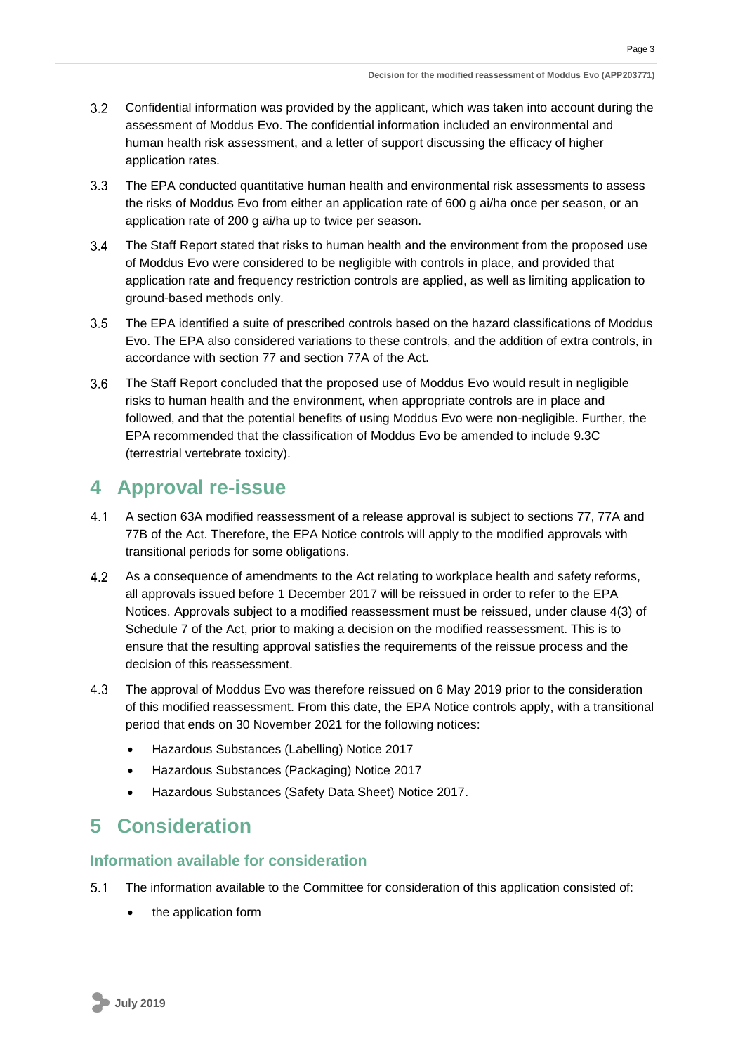3.2 Confidential information was provided by the applicant, which was taken into account during the assessment of Moddus Evo. The confidential information included an environmental and human health risk assessment, and a letter of support discussing the efficacy of higher application rates.

3.3 The EPA conducted quantitative human health and environmental risk assessments to assess the risks of Moddus Evo from either an application rate of 600 g ai/ha once per season, or an application rate of 200 g ai/ha up to twice per season.

3.4 The Staff Report stated that risks to human health and the environment from the proposed use of Moddus Evo were considered to be negligible with controls in place, and provided that application rate and frequency restriction controls are applied, as well as limiting application to ground-based methods only.

3.5 The EPA identified a suite of prescribed controls based on the hazard classifications of Moddus Evo. The EPA also considered variations to these controls, and the addition of extra controls, in accordance with section 77 and section 77A of the Act.

3.6 The Staff Report concluded that the proposed use of Moddus Evo would result in negligible risks to human health and the environment, when appropriate controls are in place and followed, and that the potential benefits of using Moddus Evo were non-negligible. Further, the EPA recommended that the classification of Moddus Evo be amended to include 9.3C (terrestrial vertebrate toxicity).

# 4 Approval re-issue

4.1 A section 63A modified reassessment of a release approval is subject to sections 77, 77A and 77B of the Act. Therefore, the EPA Notice controls will apply to the modified approvals with transitional periods for some obligations.

4.2 As a consequence of amendments to the Act relating to workplace health and safety reforms, all approvals issued before 1 December 2017 will be reissued in order to refer to the EPA Notices. Approvals subject to a modified reassessment must be reissued, under clause 4(3) of Schedule 7 of the Act, prior to making a decision on the modified reassessment. This is to ensure that the resulting approval satisfies the requirements of the reissue process and the decision of this reassessment.

4.3 The approval of Moddus Evo was therefore reissued on 6 May 2019 prior to the consideration of this modified reassessment. From this date, the EPA Notice controls apply, with a transitional period that ends on 30 November 2021 for the following notices:

- Hazardous Substances (Labelling) Notice 2017
- Hazardous Substances (Packaging) Notice 2017
- Hazardous Substances (Safety Data Sheet) Notice 2017.

# 5 Consideration

## Information available for consideration

5.1 The information available to the Committee for consideration of this application consisted of:

- the application form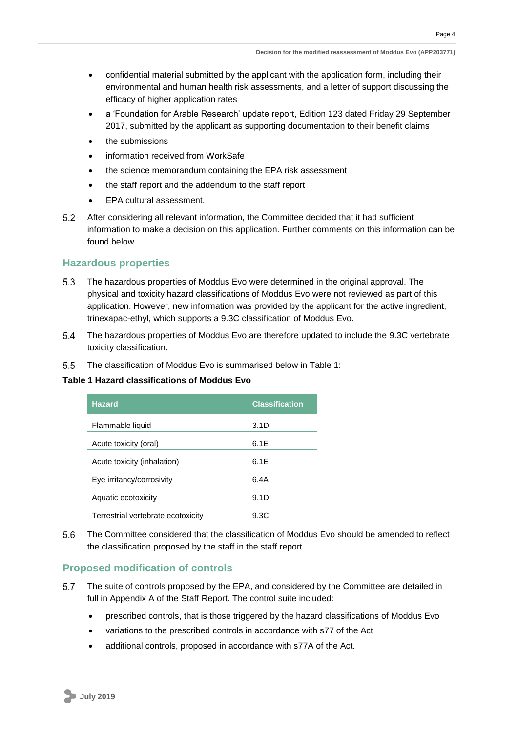- confidential material submitted by the applicant with the application form, including their environmental and human health risk assessments, and a letter of support discussing the efficacy of higher application rates
- a 'Foundation for Arable Research' update report, Edition 123 dated Friday 29 September 2017, submitted by the applicant as supporting documentation to their benefit claims
- the submissions
- information received from WorkSafe
- the science memorandum containing the EPA risk assessment
- the staff report and the addendum to the staff report
- EPA cultural assessment.

5.2 After considering all relevant information, the Committee decided that it had sufficient information to make a decision on this application. Further comments on this information can be found below.

## Hazardous properties

5.3 The hazardous properties of Moddus Evo were determined in the original approval. The physical and toxicity hazard classifications of Moddus Evo were not reviewed as part of this application. However, new information was provided by the applicant for the active ingredient, trinexapac-ethyl, which supports a 9.3C classification of Moddus Evo.

5.4 The hazardous properties of Moddus Evo are therefore updated to include the 9.3C vertebrate toxicity classification.

5.5 The classification of Moddus Evo is summarised below in Table 1:

**Table 1 Hazard classifications of Moddus Evo**

| Hazard | Classification |
|---|---|
| Flammable liquid | 3.1D |
| Acute toxicity (oral) | 6.1E |
| Acute toxicity (inhalation) | 6.1E |
| Eye irritancy/corrosivity | 6.4A |
| Aquatic ecotoxicity | 9.1D |
| Terrestrial vertebrate ecotoxicity | 9.3C |

5.6 The Committee considered that the classification of Moddus Evo should be amended to reflect the classification proposed by the staff in the staff report.

## Proposed modification of controls

5.7 The suite of controls proposed by the EPA, and considered by the Committee are detailed in full in Appendix A of the Staff Report. The control suite included:

- prescribed controls, that is those triggered by the hazard classifications of Moddus Evo
- variations to the prescribed controls in accordance with s77 of the Act
- additional controls, proposed in accordance with s77A of the Act.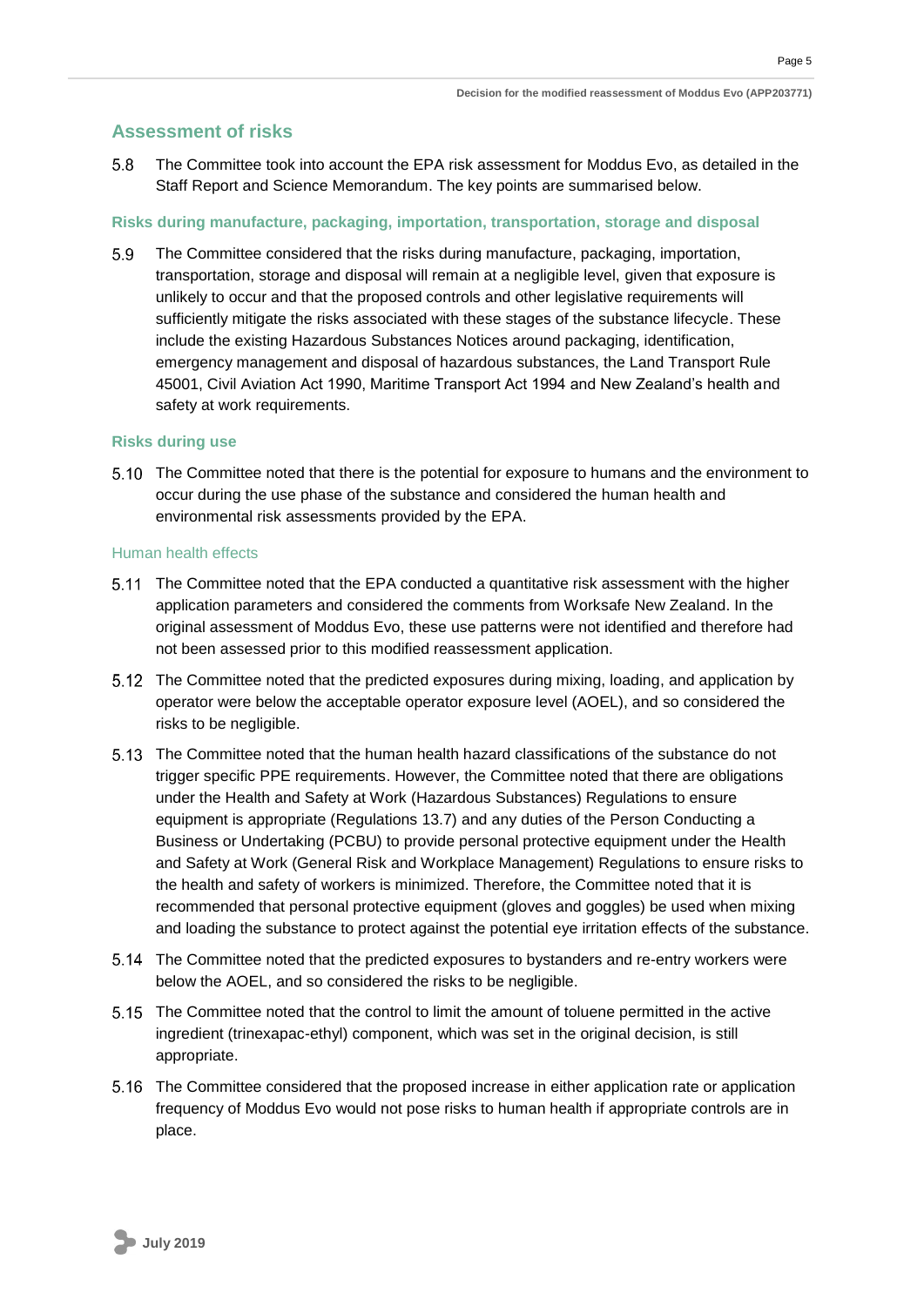## Assessment of risks

5.8 The Committee took into account the EPA risk assessment for Moddus Evo, as detailed in the Staff Report and Science Memorandum. The key points are summarised below.

### Risks during manufacture, packaging, importation, transportation, storage and disposal

5.9 The Committee considered that the risks during manufacture, packaging, importation, transportation, storage and disposal will remain at a negligible level, given that exposure is unlikely to occur and that the proposed controls and other legislative requirements will sufficiently mitigate the risks associated with these stages of the substance lifecycle. These include the existing Hazardous Substances Notices around packaging, identification, emergency management and disposal of hazardous substances, the Land Transport Rule 45001, Civil Aviation Act 1990, Maritime Transport Act 1994 and New Zealand's health and safety at work requirements.

### Risks during use

5.10 The Committee noted that there is the potential for exposure to humans and the environment to occur during the use phase of the substance and considered the human health and environmental risk assessments provided by the EPA.

#### Human health effects

5.11 The Committee noted that the EPA conducted a quantitative risk assessment with the higher application parameters and considered the comments from Worksafe New Zealand. In the original assessment of Moddus Evo, these use patterns were not identified and therefore had not been assessed prior to this modified reassessment application.

5.12 The Committee noted that the predicted exposures during mixing, loading, and application by operator were below the acceptable operator exposure level (AOEL), and so considered the risks to be negligible.

5.13 The Committee noted that the human health hazard classifications of the substance do not trigger specific PPE requirements. However, the Committee noted that there are obligations under the Health and Safety at Work (Hazardous Substances) Regulations to ensure equipment is appropriate (Regulations 13.7) and any duties of the Person Conducting a Business or Undertaking (PCBU) to provide personal protective equipment under the Health and Safety at Work (General Risk and Workplace Management) Regulations to ensure risks to the health and safety of workers is minimized. Therefore, the Committee noted that it is recommended that personal protective equipment (gloves and goggles) be used when mixing and loading the substance to protect against the potential eye irritation effects of the substance.

5.14 The Committee noted that the predicted exposures to bystanders and re-entry workers were below the AOEL, and so considered the risks to be negligible.

5.15 The Committee noted that the control to limit the amount of toluene permitted in the active ingredient (trinexapac-ethyl) component, which was set in the original decision, is still appropriate.

5.16 The Committee considered that the proposed increase in either application rate or application frequency of Moddus Evo would not pose risks to human health if appropriate controls are in place.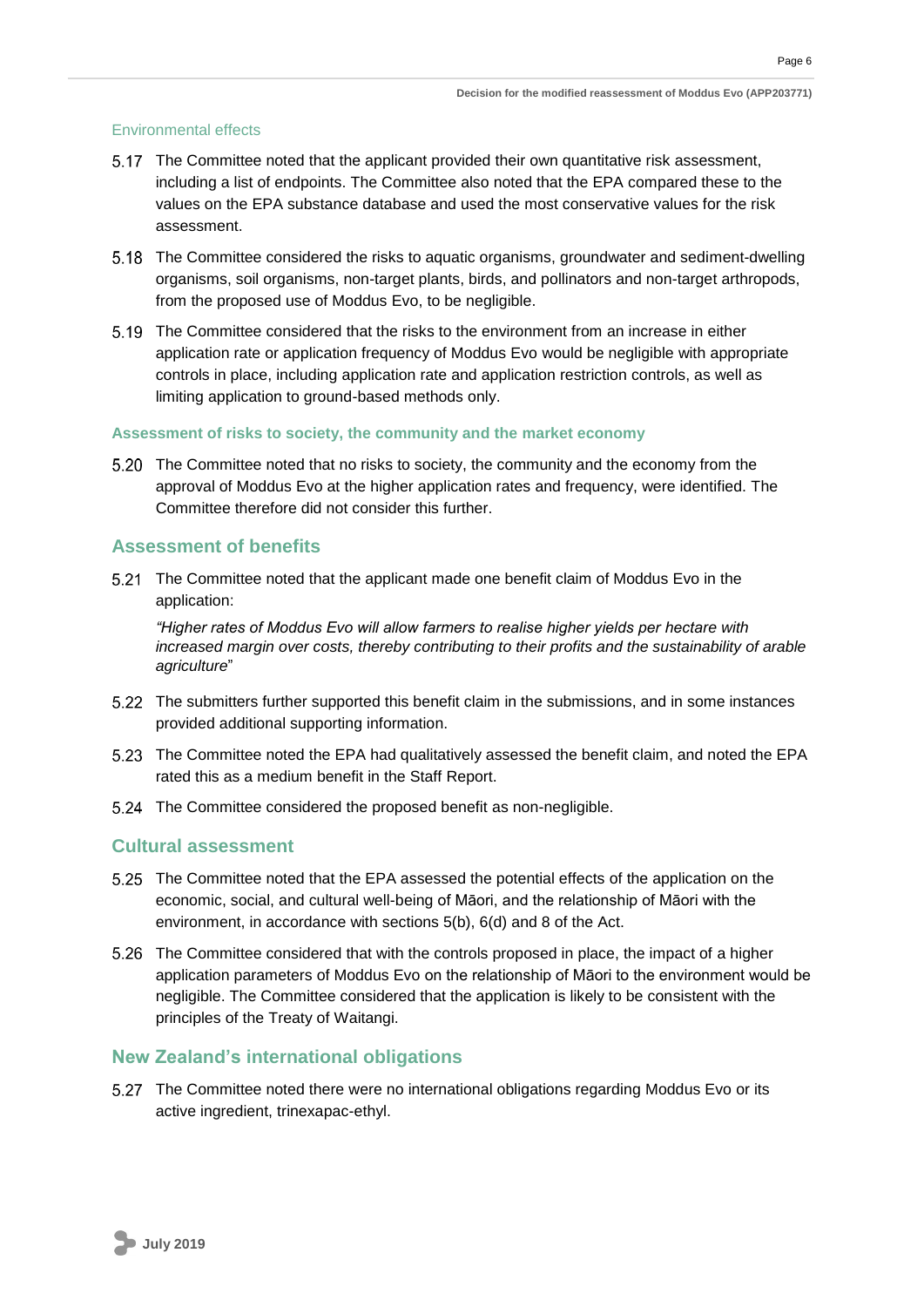#### Environmental effects

5.17 The Committee noted that the applicant provided their own quantitative risk assessment, including a list of endpoints. The Committee also noted that the EPA compared these to the values on the EPA substance database and used the most conservative values for the risk assessment.

5.18 The Committee considered the risks to aquatic organisms, groundwater and sediment-dwelling organisms, soil organisms, non-target plants, birds, and pollinators and non-target arthropods, from the proposed use of Moddus Evo, to be negligible.

5.19 The Committee considered that the risks to the environment from an increase in either application rate or application frequency of Moddus Evo would be negligible with appropriate controls in place, including application rate and application restriction controls, as well as limiting application to ground-based methods only.

#### Assessment of risks to society, the community and the market economy

5.20 The Committee noted that no risks to society, the community and the economy from the approval of Moddus Evo at the higher application rates and frequency, were identified. The Committee therefore did not consider this further.

### Assessment of benefits

5.21 The Committee noted that the applicant made one benefit claim of Moddus Evo in the application:

*"Higher rates of Moddus Evo will allow farmers to realise higher yields per hectare with increased margin over costs, thereby contributing to their profits and the sustainability of arable agriculture*"

5.22 The submitters further supported this benefit claim in the submissions, and in some instances provided additional supporting information.

5.23 The Committee noted the EPA had qualitatively assessed the benefit claim, and noted the EPA rated this as a medium benefit in the Staff Report.

5.24 The Committee considered the proposed benefit as non-negligible.

### Cultural assessment

5.25 The Committee noted that the EPA assessed the potential effects of the application on the economic, social, and cultural well-being of Māori, and the relationship of Māori with the environment, in accordance with sections 5(b), 6(d) and 8 of the Act.

5.26 The Committee considered that with the controls proposed in place, the impact of a higher application parameters of Moddus Evo on the relationship of Māori to the environment would be negligible. The Committee considered that the application is likely to be consistent with the principles of the Treaty of Waitangi.

### New Zealand's international obligations

5.27 The Committee noted there were no international obligations regarding Moddus Evo or its active ingredient, trinexapac-ethyl.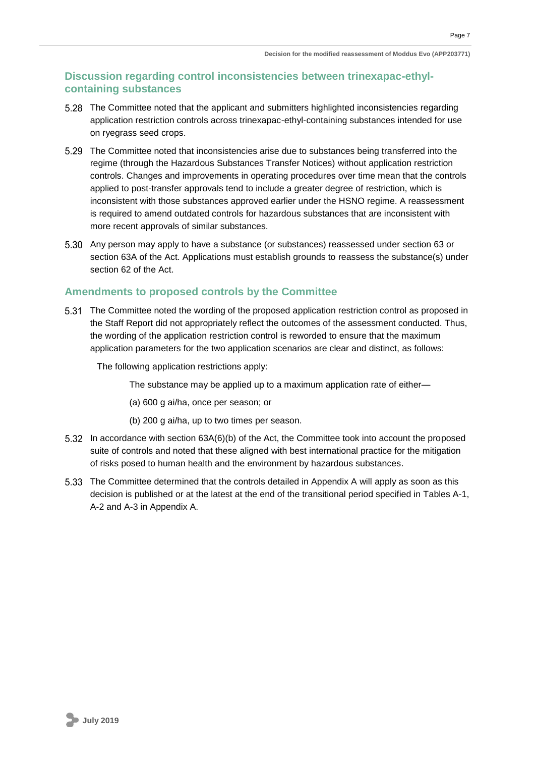## Discussion regarding control inconsistencies between trinexapac-ethyl-containing substances

5.28 The Committee noted that the applicant and submitters highlighted inconsistencies regarding application restriction controls across trinexapac-ethyl-containing substances intended for use on ryegrass seed crops.

5.29 The Committee noted that inconsistencies arise due to substances being transferred into the regime (through the Hazardous Substances Transfer Notices) without application restriction controls. Changes and improvements in operating procedures over time mean that the controls applied to post-transfer approvals tend to include a greater degree of restriction, which is inconsistent with those substances approved earlier under the HSNO regime. A reassessment is required to amend outdated controls for hazardous substances that are inconsistent with more recent approvals of similar substances.

5.30 Any person may apply to have a substance (or substances) reassessed under section 63 or section 63A of the Act. Applications must establish grounds to reassess the substance(s) under section 62 of the Act.

## Amendments to proposed controls by the Committee

5.31 The Committee noted the wording of the proposed application restriction control as proposed in the Staff Report did not appropriately reflect the outcomes of the assessment conducted. Thus, the wording of the application restriction control is reworded to ensure that the maximum application parameters for the two application scenarios are clear and distinct, as follows:

The following application restrictions apply:

> The substance may be applied up to a maximum application rate of either—
>
> (a) 600 g ai/ha, once per season; or
>
> (b) 200 g ai/ha, up to two times per season.

5.32 In accordance with section 63A(6)(b) of the Act, the Committee took into account the proposed suite of controls and noted that these aligned with best international practice for the mitigation of risks posed to human health and the environment by hazardous substances.

5.33 The Committee determined that the controls detailed in Appendix A will apply as soon as this decision is published or at the latest at the end of the transitional period specified in Tables A-1, A-2 and A-3 in Appendix A.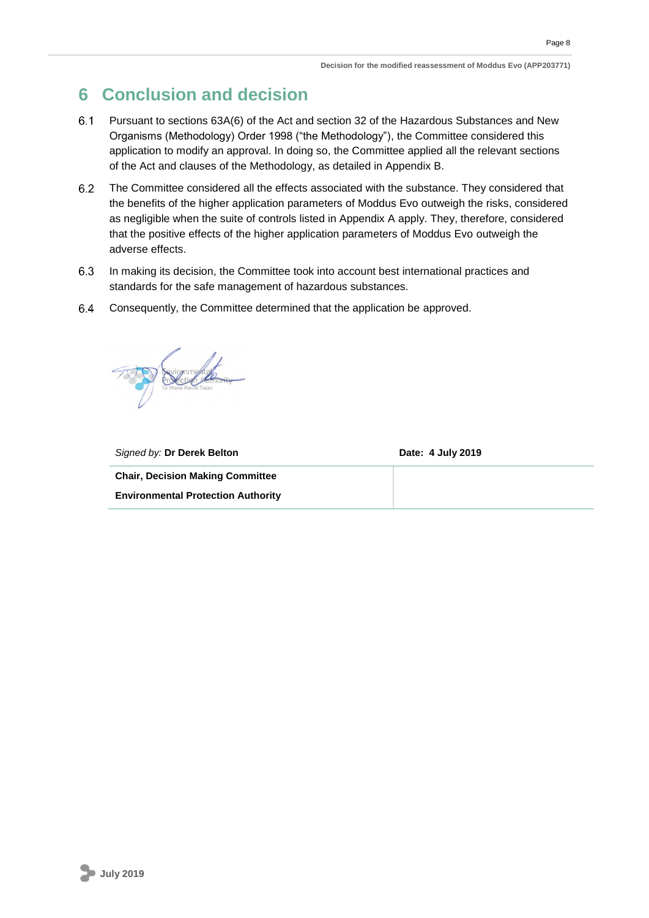# 6 Conclusion and decision

6.1 Pursuant to sections 63A(6) of the Act and section 32 of the Hazardous Substances and New Organisms (Methodology) Order 1998 ("the Methodology"), the Committee considered this application to modify an approval. In doing so, the Committee applied all the relevant sections of the Act and clauses of the Methodology, as detailed in Appendix B.

6.2 The Committee considered all the effects associated with the substance. They considered that the benefits of the higher application parameters of Moddus Evo outweigh the risks, considered as negligible when the suite of controls listed in Appendix A apply. They, therefore, considered that the positive effects of the higher application parameters of Moddus Evo outweigh the adverse effects.

6.3 In making its decision, the Committee took into account best international practices and standards for the safe management of hazardous substances.

6.4 Consequently, the Committee determined that the application be approved.

| *Signed by:* **Dr Derek Belton** | **Date: 4 July 2019** |
|---|---|
| **Chair, Decision Making Committee**<br>**Environmental Protection Authority** | |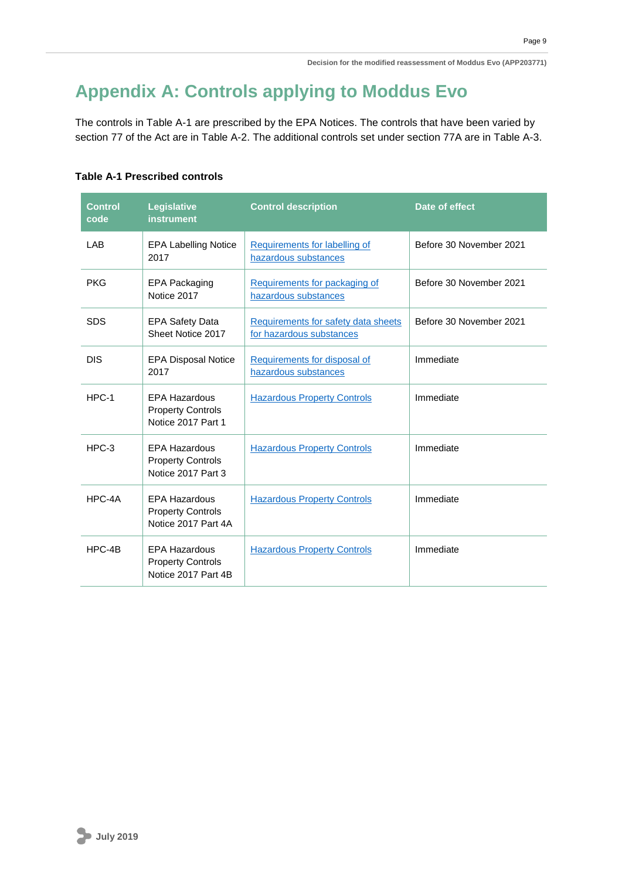# Appendix A: Controls applying to Moddus Evo

The controls in Table A-1 are prescribed by the EPA Notices. The controls that have been varied by section 77 of the Act are in Table A-2. The additional controls set under section 77A are in Table A-3.

**Table A-1 Prescribed controls**

| Control code | Legislative instrument | Control description | Date of effect |
|---|---|---|---|
| LAB | EPA Labelling Notice 2017 | Requirements for labelling of hazardous substances | Before 30 November 2021 |
| PKG | EPA Packaging Notice 2017 | Requirements for packaging of hazardous substances | Before 30 November 2021 |
| SDS | EPA Safety Data Sheet Notice 2017 | Requirements for safety data sheets for hazardous substances | Before 30 November 2021 |
| DIS | EPA Disposal Notice 2017 | Requirements for disposal of hazardous substances | Immediate |
| HPC-1 | EPA Hazardous Property Controls Notice 2017 Part 1 | Hazardous Property Controls | Immediate |
| HPC-3 | EPA Hazardous Property Controls Notice 2017 Part 3 | Hazardous Property Controls | Immediate |
| HPC-4A | EPA Hazardous Property Controls Notice 2017 Part 4A | Hazardous Property Controls | Immediate |
| HPC-4B | EPA Hazardous Property Controls Notice 2017 Part 4B | Hazardous Property Controls | Immediate |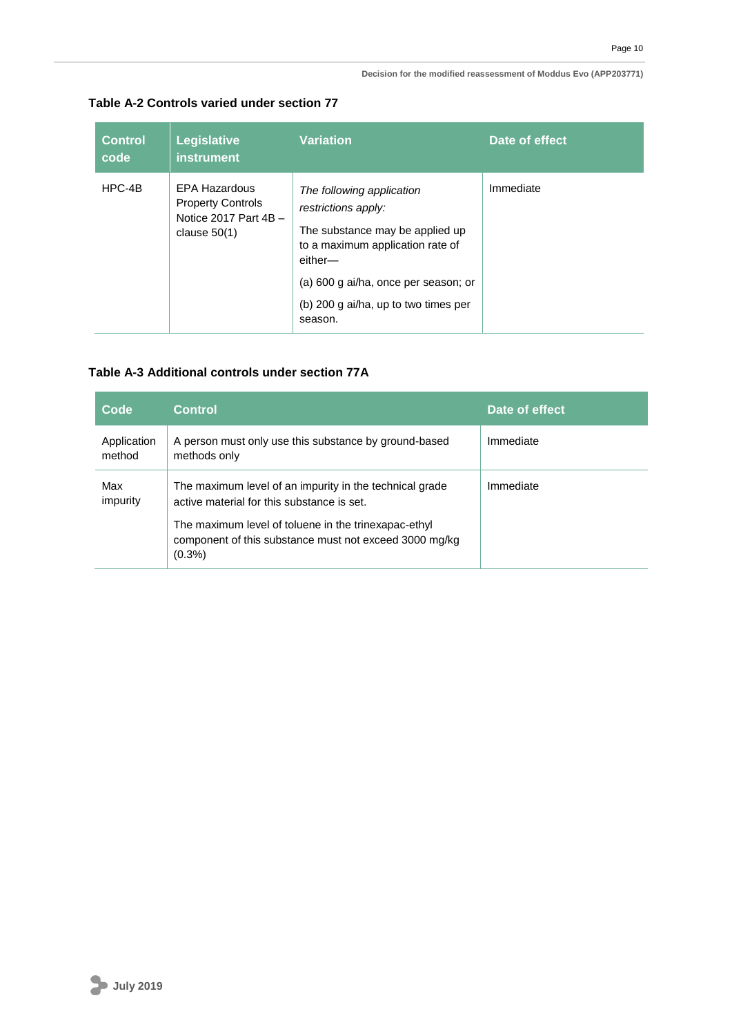**Table A-2 Controls varied under section 77**

| Control code | Legislative instrument | Variation | Date of effect |
|---|---|---|---|
| HPC-4B | EPA Hazardous Property Controls Notice 2017 Part 4B – clause 50(1) | *The following application restrictions apply:*<br><br>The substance may be applied up to a maximum application rate of either—<br><br>(a) 600 g ai/ha, once per season; or<br><br>(b) 200 g ai/ha, up to two times per season. | Immediate |

**Table A-3 Additional controls under section 77A**

| Code | Control | Date of effect |
|---|---|---|
| Application method | A person must only use this substance by ground-based methods only | Immediate |
| Max impurity | The maximum level of an impurity in the technical grade active material for this substance is set.<br><br>The maximum level of toluene in the trinexapac-ethyl component of this substance must not exceed 3000 mg/kg (0.3%) | Immediate |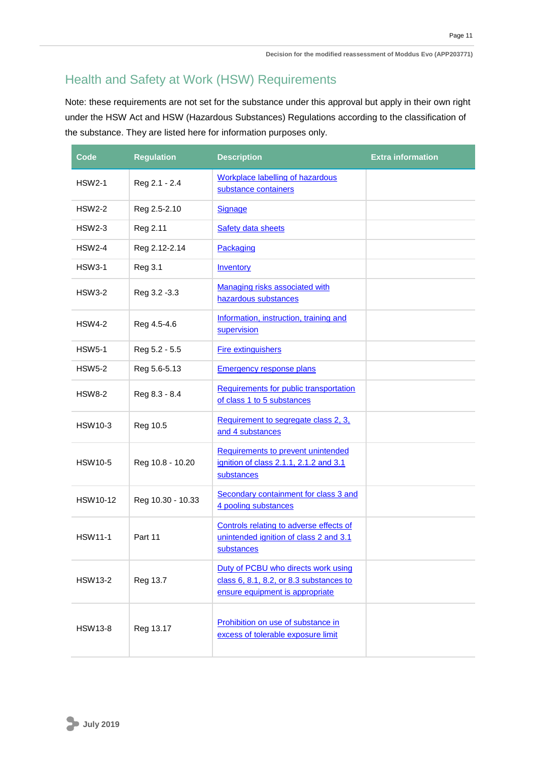## Health and Safety at Work (HSW) Requirements

Note: these requirements are not set for the substance under this approval but apply in their own right under the HSW Act and HSW (Hazardous Substances) Regulations according to the classification of the substance. They are listed here for information purposes only.

| Code | Regulation | Description | Extra information |
|---|---|---|---|
| HSW2-1 | Reg 2.1 - 2.4 | Workplace labelling of hazardous substance containers | |
| HSW2-2 | Reg 2.5-2.10 | Signage | |
| HSW2-3 | Reg 2.11 | Safety data sheets | |
| HSW2-4 | Reg 2.12-2.14 | Packaging | |
| HSW3-1 | Reg 3.1 | Inventory | |
| HSW3-2 | Reg 3.2 -3.3 | Managing risks associated with hazardous substances | |
| HSW4-2 | Reg 4.5-4.6 | Information, instruction, training and supervision | |
| HSW5-1 | Reg 5.2 - 5.5 | Fire extinguishers | |
| HSW5-2 | Reg 5.6-5.13 | Emergency response plans | |
| HSW8-2 | Reg 8.3 - 8.4 | Requirements for public transportation of class 1 to 5 substances | |
| HSW10-3 | Reg 10.5 | Requirement to segregate class 2, 3, and 4 substances | |
| HSW10-5 | Reg 10.8 - 10.20 | Requirements to prevent unintended ignition of class 2.1.1, 2.1.2 and 3.1 substances | |
| HSW10-12 | Reg 10.30 - 10.33 | Secondary containment for class 3 and 4 pooling substances | |
| HSW11-1 | Part 11 | Controls relating to adverse effects of unintended ignition of class 2 and 3.1 substances | |
| HSW13-2 | Reg 13.7 | Duty of PCBU who directs work using class 6, 8.1, 8.2, or 8.3 substances to ensure equipment is appropriate | |
| HSW13-8 | Reg 13.17 | Prohibition on use of substance in excess of tolerable exposure limit | |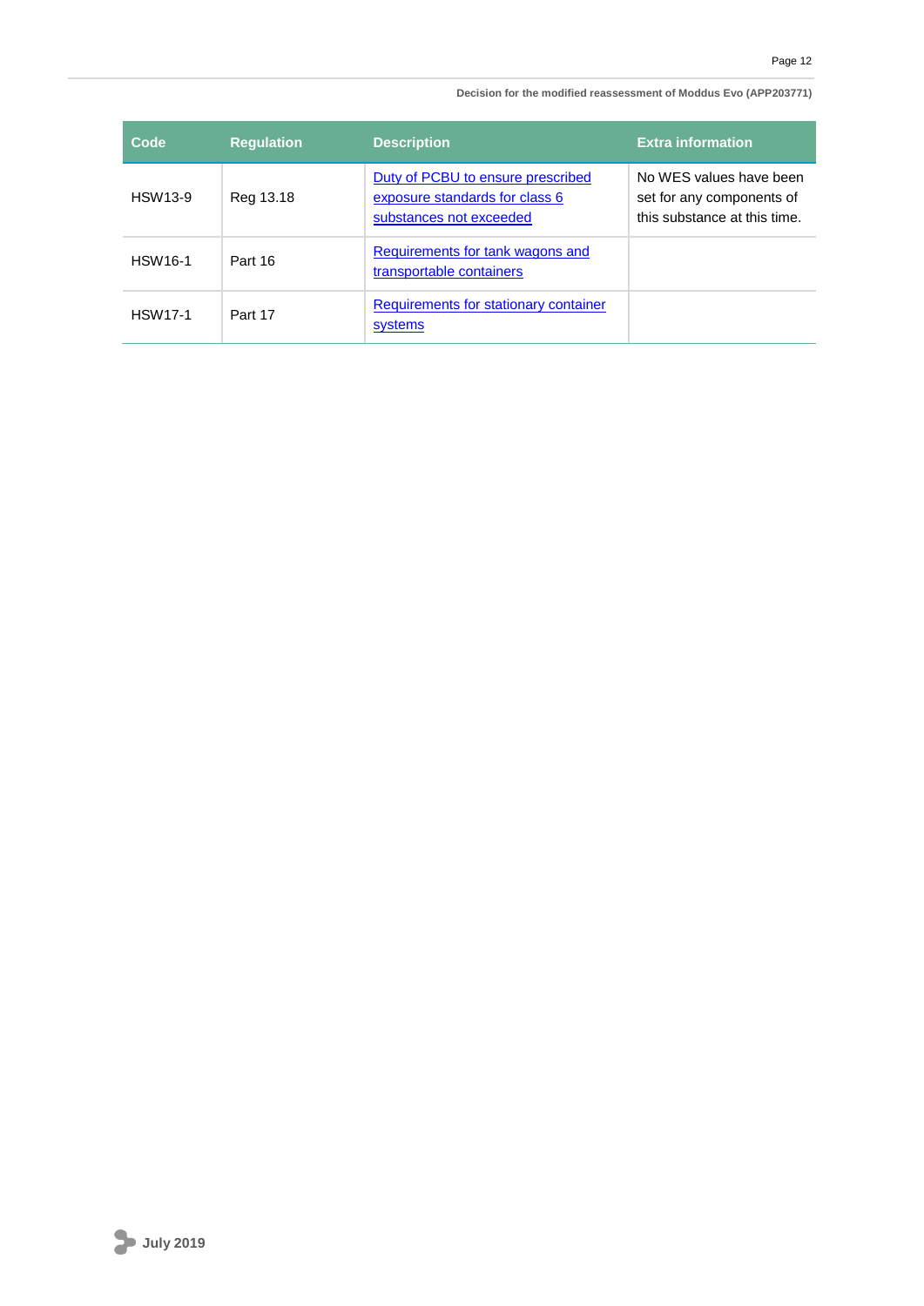| Code | Regulation | Description | Extra information |
| --- | --- | --- | --- |
| HSW13-9 | Reg 13.18 | Duty of PCBU to ensure prescribed exposure standards for class 6 substances not exceeded | No WES values have been set for any components of this substance at this time. |
| HSW16-1 | Part 16 | Requirements for tank wagons and transportable containers | |
| HSW17-1 | Part 17 | Requirements for stationary container systems | |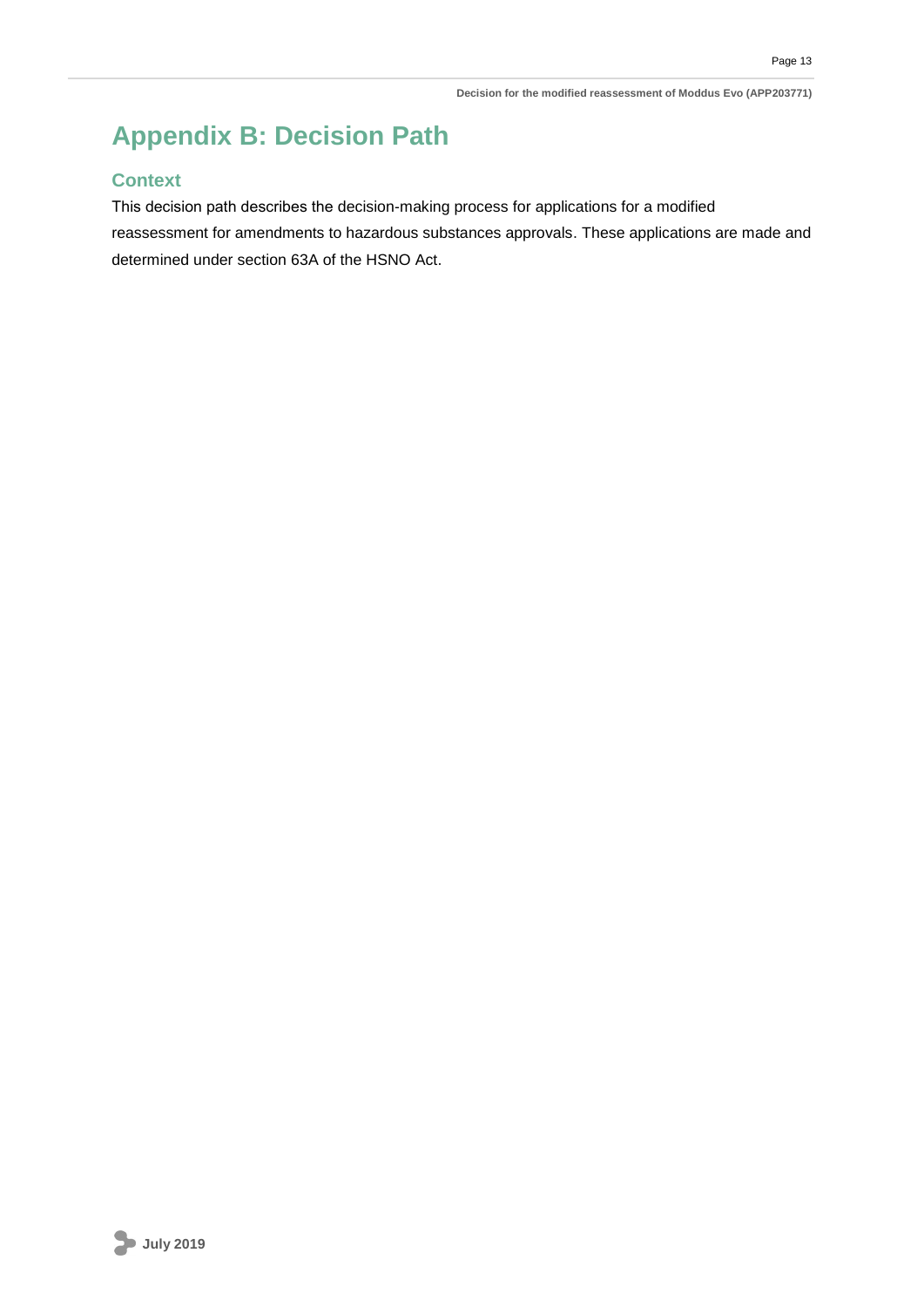# Appendix B: Decision Path

## Context

This decision path describes the decision-making process for applications for a modified reassessment for amendments to hazardous substances approvals. These applications are made and determined under section 63A of the HSNO Act.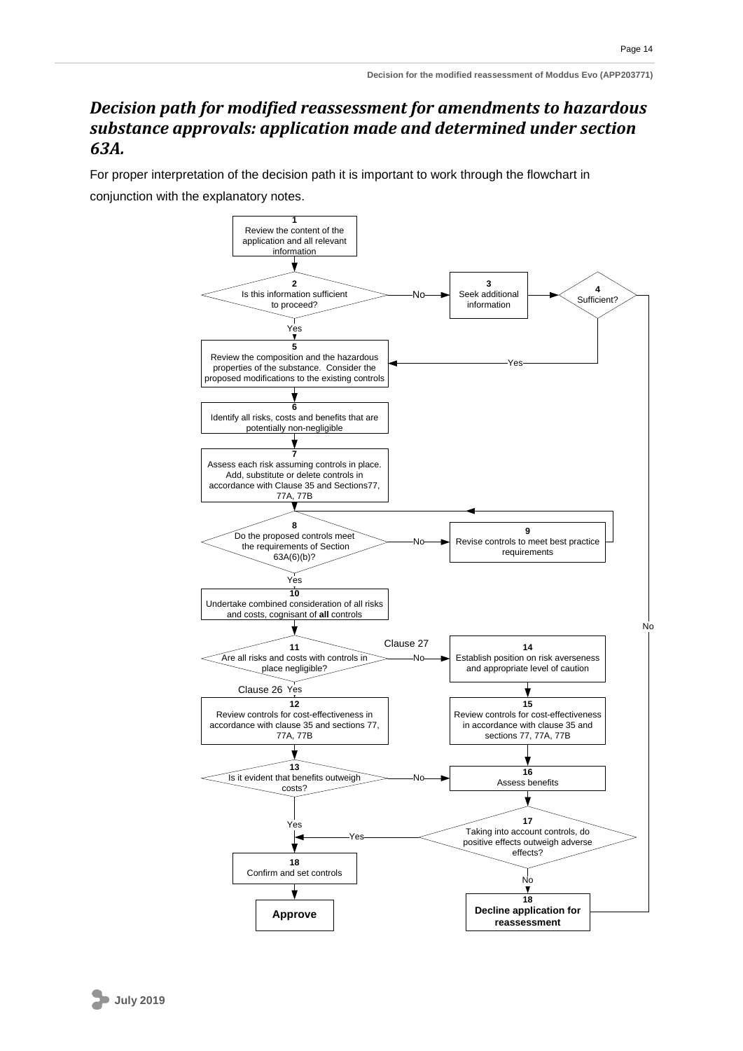## *Decision path for modified reassessment for amendments to hazardous substance approvals: application made and determined under section 63A.*

For proper interpretation of the decision path it is important to work through the flowchart in conjunction with the explanatory notes.

**1** Review the content of the application and all relevant information

**2** Is this information sufficient to proceed?
- Yes → 5
- No → 3

**3** Seek additional information

**4** Sufficient?
- Yes → 5
- No → 18 (Decline application for reassessment)

**5** Review the composition and the hazardous properties of the substance. Consider the proposed modifications to the existing controls

**6** Identify all risks, costs and benefits that are potentially non-negligible

**7** Assess each risk assuming controls in place. Add, substitute or delete controls in accordance with Clause 35 and Sections77, 77A, 77B

**8** Do the proposed controls meet the requirements of Section 63A(6)(b)?
- Yes → 10
- No → 9

**9** Revise controls to meet best practice requirements → 8

**10** Undertake combined consideration of all risks and costs, cognisant of **all** controls

**11** Are all risks and costs with controls in place negligible?
- Yes (Clause 26) → 12
- No (Clause 27) → 14

**12** Review controls for cost-effectiveness in accordance with clause 35 and sections 77, 77A, 77B

**13** Is it evident that benefits outweigh costs?
- Yes → 18 (Confirm and set controls)
- No → 16

**14** Establish position on risk averseness and appropriate level of caution

**15** Review controls for cost-effectiveness in accordance with clause 35 and sections 77, 77A, 77B

**16** Assess benefits

**17** Taking into account controls, do positive effects outweigh adverse effects?
- Yes → 18 (Confirm and set controls)
- No → 18 (Decline application for reassessment)

**18** Confirm and set controls → **Approve**

**18** **Decline application for reassessment**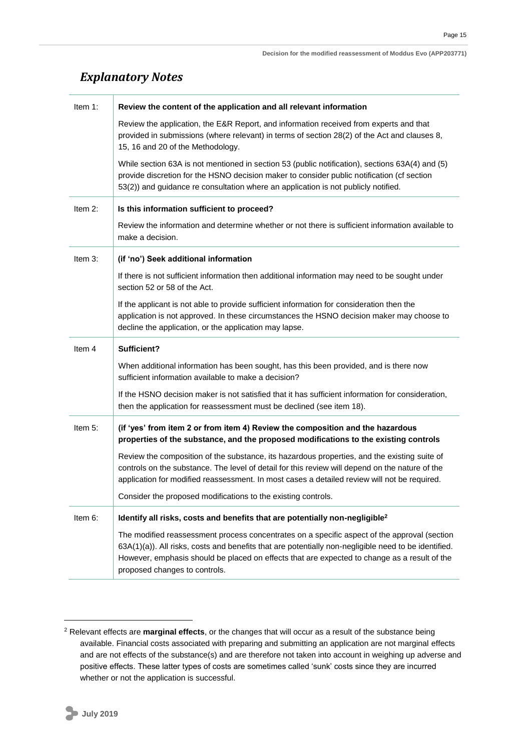## *Explanatory Notes*

| | |
|---|---|
| Item 1: | **Review the content of the application and all relevant information**<br><br>Review the application, the E&R Report, and information received from experts and that provided in submissions (where relevant) in terms of section 28(2) of the Act and clauses 8, 15, 16 and 20 of the Methodology.<br><br>While section 63A is not mentioned in section 53 (public notification), sections 63A(4) and (5) provide discretion for the HSNO decision maker to consider public notification (cf section 53(2)) and guidance re consultation where an application is not publicly notified. |
| Item 2: | **Is this information sufficient to proceed?**<br><br>Review the information and determine whether or not there is sufficient information available to make a decision. |
| Item 3: | **(if 'no') Seek additional information**<br><br>If there is not sufficient information then additional information may need to be sought under section 52 or 58 of the Act.<br><br>If the applicant is not able to provide sufficient information for consideration then the application is not approved. In these circumstances the HSNO decision maker may choose to decline the application, or the application may lapse. |
| Item 4 | **Sufficient?**<br><br>When additional information has been sought, has this been provided, and is there now sufficient information available to make a decision?<br><br>If the HSNO decision maker is not satisfied that it has sufficient information for consideration, then the application for reassessment must be declined (see item 18). |
| Item 5: | **(if 'yes' from item 2 or from item 4) Review the composition and the hazardous properties of the substance, and the proposed modifications to the existing controls**<br><br>Review the composition of the substance, its hazardous properties, and the existing suite of controls on the substance. The level of detail for this review will depend on the nature of the application for modified reassessment. In most cases a detailed review will not be required.<br><br>Consider the proposed modifications to the existing controls. |
| Item 6: | **Identify all risks, costs and benefits that are potentially non-negligible[2]**<br><br>The modified reassessment process concentrates on a specific aspect of the approval (section 63A(1)(a)). All risks, costs and benefits that are potentially non-negligible need to be identified. However, emphasis should be placed on effects that are expected to change as a result of the proposed changes to controls. |

[2] Relevant effects are **marginal effects**, or the changes that will occur as a result of the substance being available. Financial costs associated with preparing and submitting an application are not marginal effects and are not effects of the substance(s) and are therefore not taken into account in weighing up adverse and positive effects. These latter types of costs are sometimes called 'sunk' costs since they are incurred whether or not the application is successful.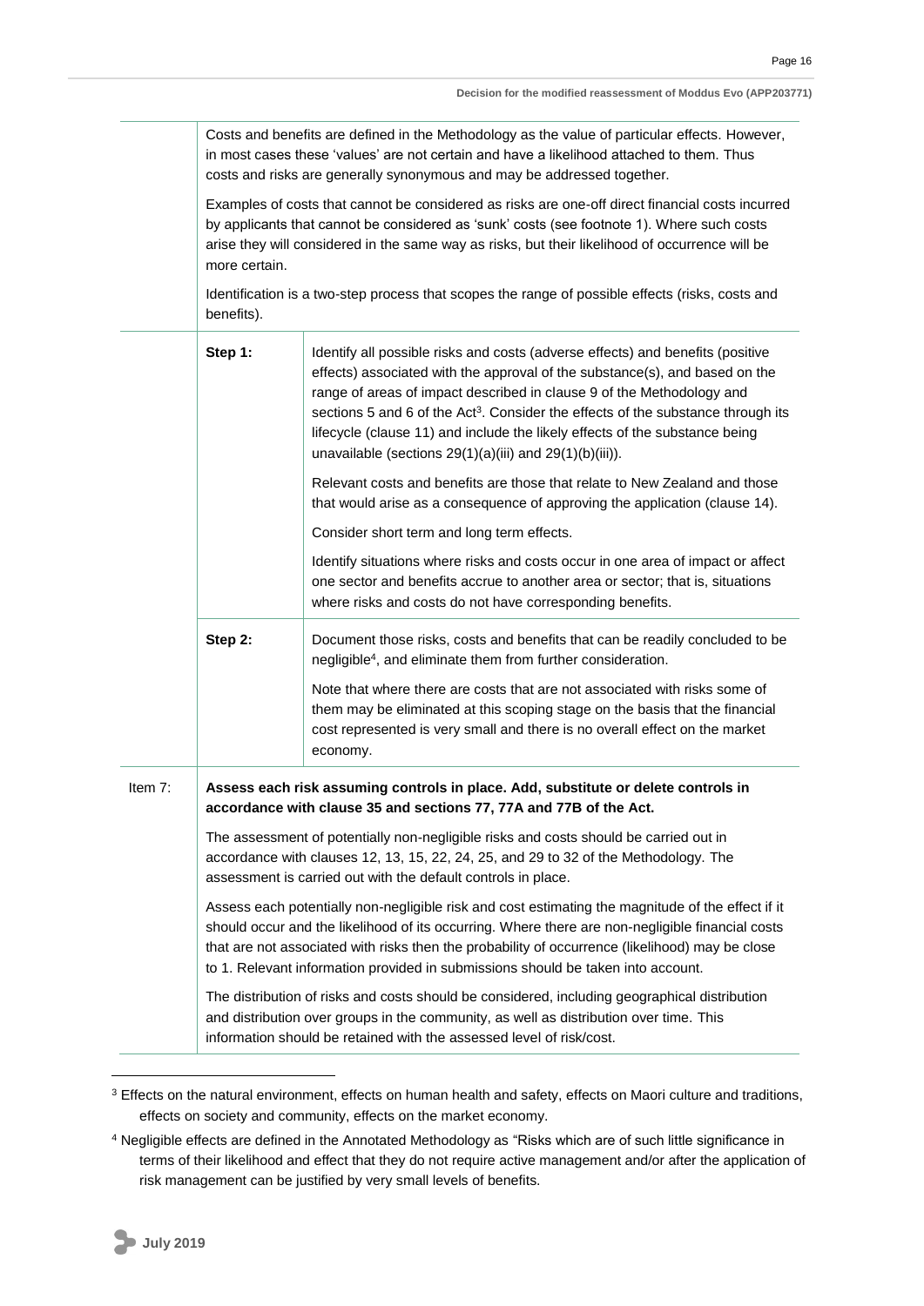| | | |
|---|---|---|
| | Costs and benefits are defined in the Methodology as the value of particular effects. However, in most cases these 'values' are not certain and have a likelihood attached to them. Thus costs and risks are generally synonymous and may be addressed together.<br><br>Examples of costs that cannot be considered as risks are one-off direct financial costs incurred by applicants that cannot be considered as 'sunk' costs (see footnote 1). Where such costs arise they will considered in the same way as risks, but their likelihood of occurrence will be more certain.<br><br>Identification is a two-step process that scopes the range of possible effects (risks, costs and benefits). | |
| | **Step 1:** | Identify all possible risks and costs (adverse effects) and benefits (positive effects) associated with the approval of the substance(s), and based on the range of areas of impact described in clause 9 of the Methodology and sections 5 and 6 of the Act[3]. Consider the effects of the substance through its lifecycle (clause 11) and include the likely effects of the substance being unavailable (sections 29(1)(a)(iii) and 29(1)(b)(iii)).<br><br>Relevant costs and benefits are those that relate to New Zealand and those that would arise as a consequence of approving the application (clause 14).<br><br>Consider short term and long term effects.<br><br>Identify situations where risks and costs occur in one area of impact or affect one sector and benefits accrue to another area or sector; that is, situations where risks and costs do not have corresponding benefits. |
| | **Step 2:** | Document those risks, costs and benefits that can be readily concluded to be negligible[4], and eliminate them from further consideration.<br><br>Note that where there are costs that are not associated with risks some of them may be eliminated at this scoping stage on the basis that the financial cost represented is very small and there is no overall effect on the market economy. |
| Item 7: | **Assess each risk assuming controls in place. Add, substitute or delete controls in accordance with clause 35 and sections 77, 77A and 77B of the Act.**<br><br>The assessment of potentially non-negligible risks and costs should be carried out in accordance with clauses 12, 13, 15, 22, 24, 25, and 29 to 32 of the Methodology. The assessment is carried out with the default controls in place.<br><br>Assess each potentially non-negligible risk and cost estimating the magnitude of the effect if it should occur and the likelihood of its occurring. Where there are non-negligible financial costs that are not associated with risks then the probability of occurrence (likelihood) may be close to 1. Relevant information provided in submissions should be taken into account.<br><br>The distribution of risks and costs should be considered, including geographical distribution and distribution over groups in the community, as well as distribution over time. This information should be retained with the assessed level of risk/cost. | |

[3] Effects on the natural environment, effects on human health and safety, effects on Maori culture and traditions, effects on society and community, effects on the market economy.

[4] Negligible effects are defined in the Annotated Methodology as "Risks which are of such little significance in terms of their likelihood and effect that they do not require active management and/or after the application of risk management can be justified by very small levels of benefits.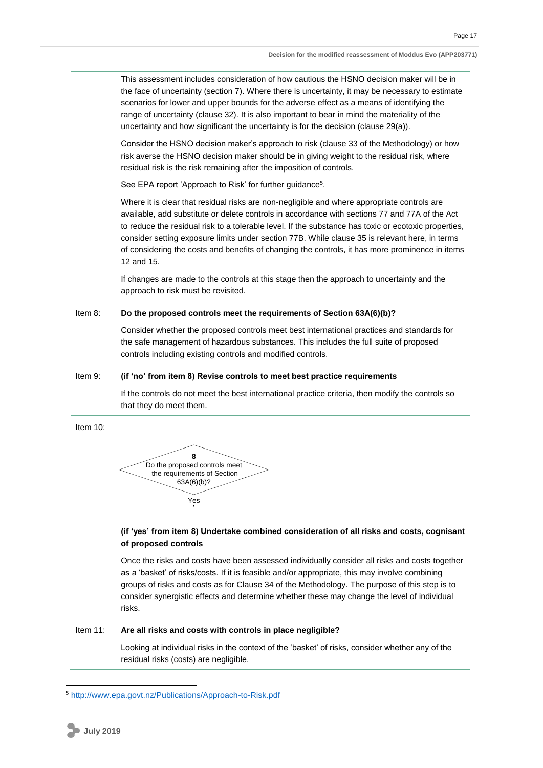| | |
|---|---|
| | This assessment includes consideration of how cautious the HSNO decision maker will be in the face of uncertainty (section 7). Where there is uncertainty, it may be necessary to estimate scenarios for lower and upper bounds for the adverse effect as a means of identifying the range of uncertainty (clause 32). It is also important to bear in mind the materiality of the uncertainty and how significant the uncertainty is for the decision (clause 29(a)).<br><br>Consider the HSNO decision maker's approach to risk (clause 33 of the Methodology) or how risk averse the HSNO decision maker should be in giving weight to the residual risk, where residual risk is the risk remaining after the imposition of controls.<br><br>See EPA report 'Approach to Risk' for further guidance[5].<br><br>Where it is clear that residual risks are non-negligible and where appropriate controls are available, add substitute or delete controls in accordance with sections 77 and 77A of the Act to reduce the residual risk to a tolerable level. If the substance has toxic or ecotoxic properties, consider setting exposure limits under section 77B. While clause 35 is relevant here, in terms of considering the costs and benefits of changing the controls, it has more prominence in items 12 and 15.<br><br>If changes are made to the controls at this stage then the approach to uncertainty and the approach to risk must be revisited. |
| Item 8: | **Do the proposed controls meet the requirements of Section 63A(6)(b)?**<br><br>Consider whether the proposed controls meet best international practices and standards for the safe management of hazardous substances. This includes the full suite of proposed controls including existing controls and modified controls. |
| Item 9: | **(if 'no' from item 8) Revise controls to meet best practice requirements**<br><br>If the controls do not meet the best international practice criteria, then modify the controls so that they do meet them. |
| Item 10: | 8<br>Do the proposed controls meet the requirements of Section 63A(6)(b)?<br>Yes<br><br>**(if 'yes' from item 8) Undertake combined consideration of all risks and costs, cognisant of proposed controls**<br><br>Once the risks and costs have been assessed individually consider all risks and costs together as a 'basket' of risks/costs. If it is feasible and/or appropriate, this may involve combining groups of risks and costs as for Clause 34 of the Methodology. The purpose of this step is to consider synergistic effects and determine whether these may change the level of individual risks. |
| Item 11: | **Are all risks and costs with controls in place negligible?**<br><br>Looking at individual risks in the context of the 'basket' of risks, consider whether any of the residual risks (costs) are negligible. |

[5] http://www.epa.govt.nz/Publications/Approach-to-Risk.pdf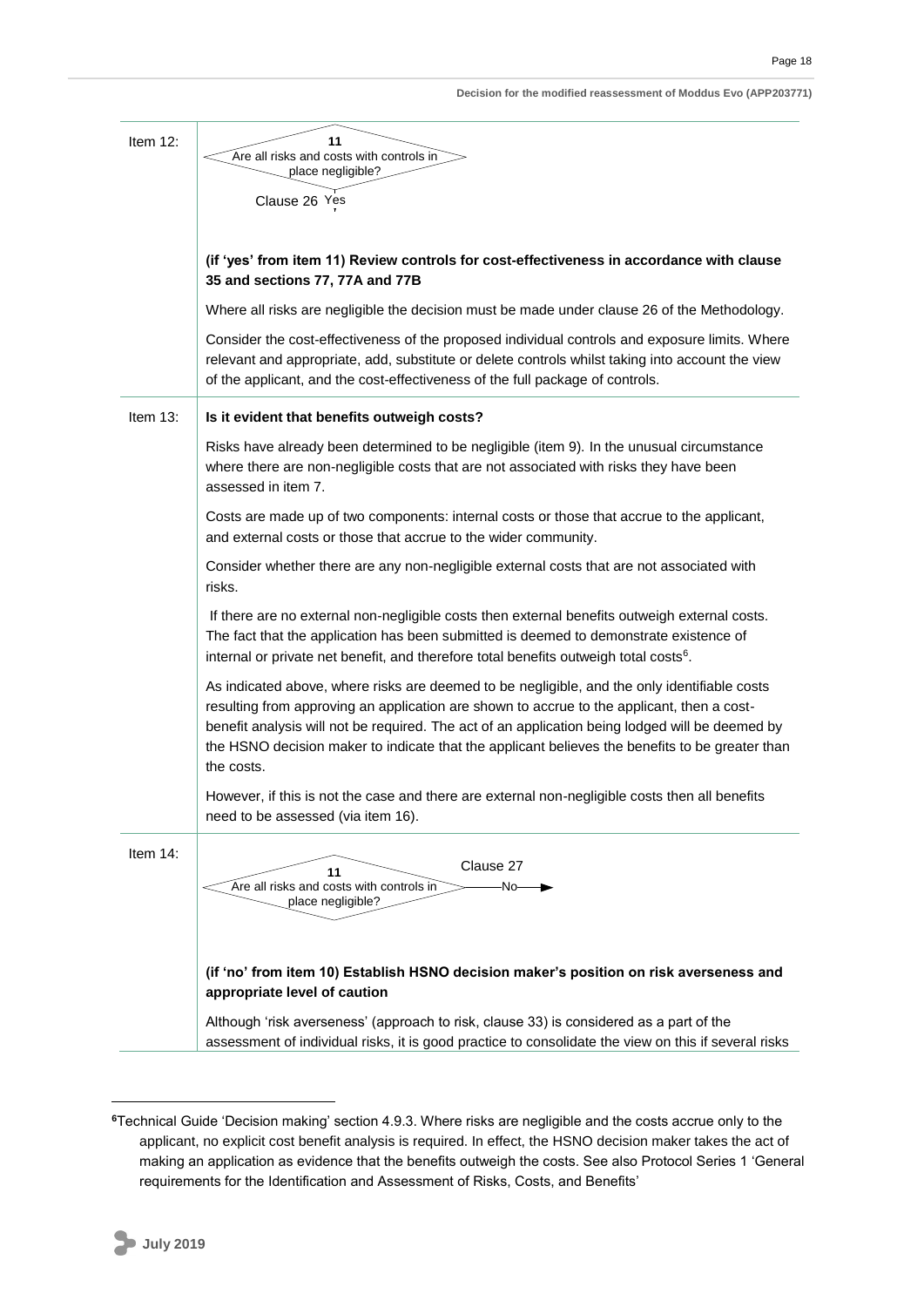| | |
|---|---|
| Item 12: | 11 Are all risks and costs with controls in place negligible? Clause 26 Yes<br><br>**(if 'yes' from item 11) Review controls for cost-effectiveness in accordance with clause 35 and sections 77, 77A and 77B**<br><br>Where all risks are negligible the decision must be made under clause 26 of the Methodology.<br><br>Consider the cost-effectiveness of the proposed individual controls and exposure limits. Where relevant and appropriate, add, substitute or delete controls whilst taking into account the view of the applicant, and the cost-effectiveness of the full package of controls. |
| Item 13: | **Is it evident that benefits outweigh costs?**<br><br>Risks have already been determined to be negligible (item 9). In the unusual circumstance where there are non-negligible costs that are not associated with risks they have been assessed in item 7.<br><br>Costs are made up of two components: internal costs or those that accrue to the applicant, and external costs or those that accrue to the wider community.<br><br>Consider whether there are any non-negligible external costs that are not associated with risks.<br><br>If there are no external non-negligible costs then external benefits outweigh external costs. The fact that the application has been submitted is deemed to demonstrate existence of internal or private net benefit, and therefore total benefits outweigh total costs[6].<br><br>As indicated above, where risks are deemed to be negligible, and the only identifiable costs resulting from approving an application are shown to accrue to the applicant, then a cost-benefit analysis will not be required. The act of an application being lodged will be deemed by the HSNO decision maker to indicate that the applicant believes the benefits to be greater than the costs.<br><br>However, if this is not the case and there are external non-negligible costs then all benefits need to be assessed (via item 16). |
| Item 14: | 11 Are all risks and costs with controls in place negligible? Clause 27 No<br><br>**(if 'no' from item 10) Establish HSNO decision maker's position on risk averseness and appropriate level of caution**<br><br>Although 'risk averseness' (approach to risk, clause 33) is considered as a part of the assessment of individual risks, it is good practice to consolidate the view on this if several risks |

[6] Technical Guide 'Decision making' section 4.9.3. Where risks are negligible and the costs accrue only to the applicant, no explicit cost benefit analysis is required. In effect, the HSNO decision maker takes the act of making an application as evidence that the benefits outweigh the costs. See also Protocol Series 1 'General requirements for the Identification and Assessment of Risks, Costs, and Benefits'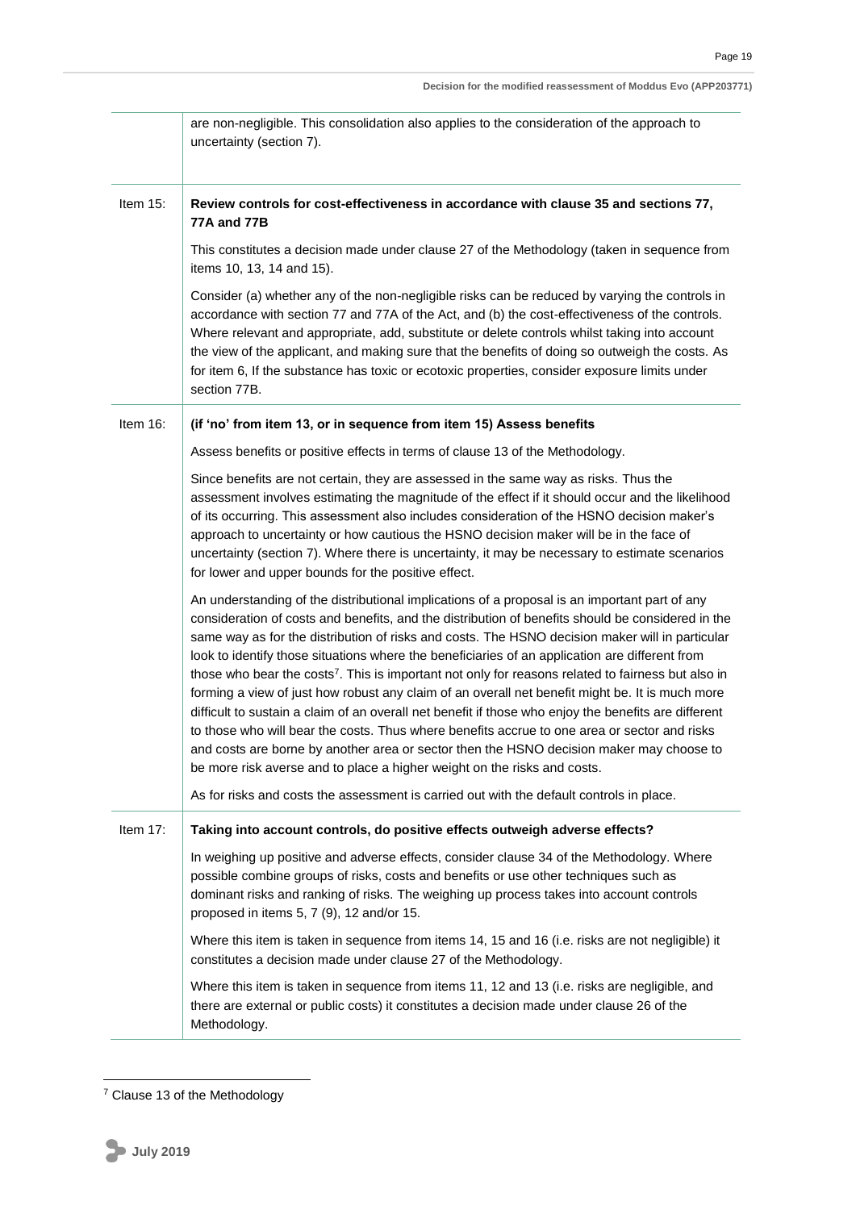| | |
|---|---|
| | are non-negligible. This consolidation also applies to the consideration of the approach to uncertainty (section 7). |
| Item 15: | **Review controls for cost-effectiveness in accordance with clause 35 and sections 77, 77A and 77B**<br><br>This constitutes a decision made under clause 27 of the Methodology (taken in sequence from items 10, 13, 14 and 15).<br><br>Consider (a) whether any of the non-negligible risks can be reduced by varying the controls in accordance with section 77 and 77A of the Act, and (b) the cost-effectiveness of the controls. Where relevant and appropriate, add, substitute or delete controls whilst taking into account the view of the applicant, and making sure that the benefits of doing so outweigh the costs. As for item 6, If the substance has toxic or ecotoxic properties, consider exposure limits under section 77B. |
| Item 16: | **(if 'no' from item 13, or in sequence from item 15) Assess benefits**<br><br>Assess benefits or positive effects in terms of clause 13 of the Methodology.<br><br>Since benefits are not certain, they are assessed in the same way as risks. Thus the assessment involves estimating the magnitude of the effect if it should occur and the likelihood of its occurring. This assessment also includes consideration of the HSNO decision maker's approach to uncertainty or how cautious the HSNO decision maker will be in the face of uncertainty (section 7). Where there is uncertainty, it may be necessary to estimate scenarios for lower and upper bounds for the positive effect.<br><br>An understanding of the distributional implications of a proposal is an important part of any consideration of costs and benefits, and the distribution of benefits should be considered in the same way as for the distribution of risks and costs. The HSNO decision maker will in particular look to identify those situations where the beneficiaries of an application are different from those who bear the costs[7]. This is important not only for reasons related to fairness but also in forming a view of just how robust any claim of an overall net benefit might be. It is much more difficult to sustain a claim of an overall net benefit if those who enjoy the benefits are different to those who will bear the costs. Thus where benefits accrue to one area or sector and risks and costs are borne by another area or sector then the HSNO decision maker may choose to be more risk averse and to place a higher weight on the risks and costs.<br><br>As for risks and costs the assessment is carried out with the default controls in place. |
| Item 17: | **Taking into account controls, do positive effects outweigh adverse effects?**<br><br>In weighing up positive and adverse effects, consider clause 34 of the Methodology. Where possible combine groups of risks, costs and benefits or use other techniques such as dominant risks and ranking of risks. The weighing up process takes into account controls proposed in items 5, 7 (9), 12 and/or 15.<br><br>Where this item is taken in sequence from items 14, 15 and 16 (i.e. risks are not negligible) it constitutes a decision made under clause 27 of the Methodology.<br><br>Where this item is taken in sequence from items 11, 12 and 13 (i.e. risks are negligible, and there are external or public costs) it constitutes a decision made under clause 26 of the Methodology. |

[7] Clause 13 of the Methodology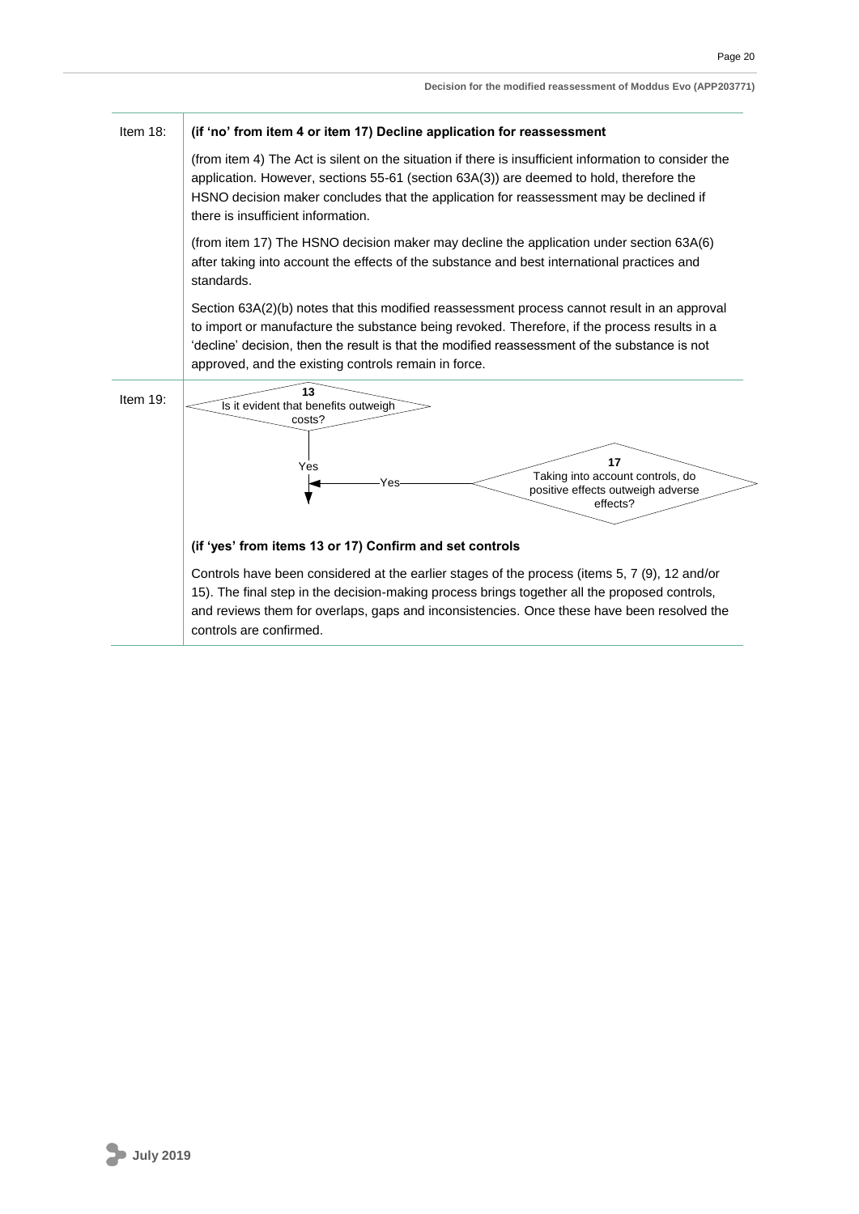| | |
|---|---|
| Item 18: | **(if 'no' from item 4 or item 17) Decline application for reassessment**<br><br>(from item 4) The Act is silent on the situation if there is insufficient information to consider the application. However, sections 55-61 (section 63A(3)) are deemed to hold, therefore the HSNO decision maker concludes that the application for reassessment may be declined if there is insufficient information.<br><br>(from item 17) The HSNO decision maker may decline the application under section 63A(6) after taking into account the effects of the substance and best international practices and standards.<br><br>Section 63A(2)(b) notes that this modified reassessment process cannot result in an approval to import or manufacture the substance being revoked. Therefore, if the process results in a 'decline' decision, then the result is that the modified reassessment of the substance is not approved, and the existing controls remain in force. |
| Item 19: | **13**<br>Is it evident that benefits outweigh costs?<br>Yes<br>**17**<br>Taking into account controls, do positive effects outweigh adverse effects?<br>Yes<br><br>**(if 'yes' from items 13 or 17) Confirm and set controls**<br><br>Controls have been considered at the earlier stages of the process (items 5, 7 (9), 12 and/or 15). The final step in the decision-making process brings together all the proposed controls, and reviews them for overlaps, gaps and inconsistencies. Once these have been resolved the controls are confirmed. |